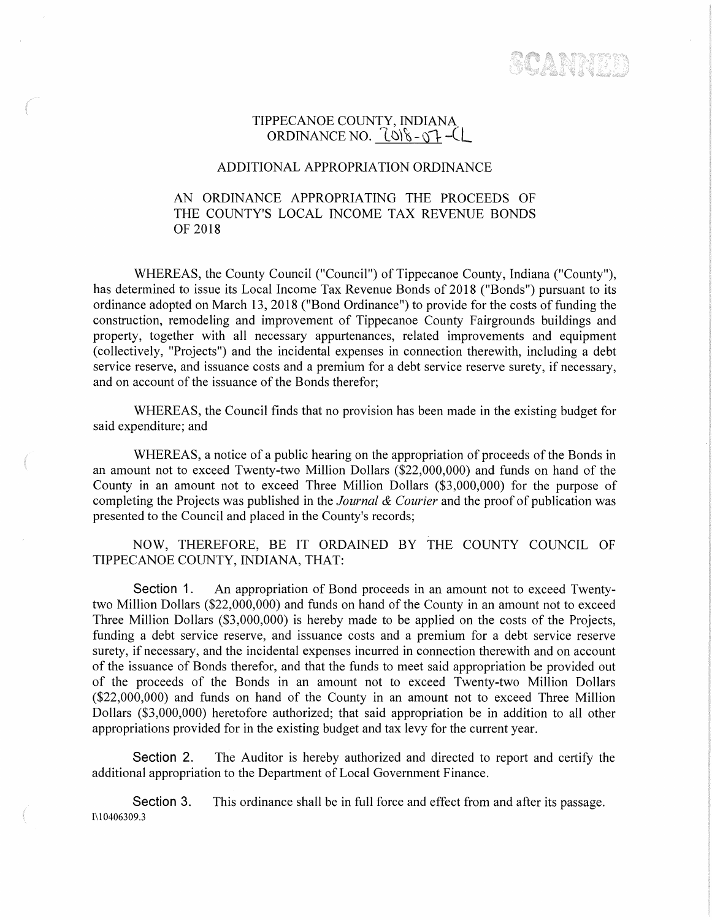# TIPPECANOE COUNTY, INDIANA
## ORDINANCE NO. 2018-07-CL

## ADDITIONAL APPROPRIATION ORDINANCE

### AN ORDINANCE APPROPRIATING THE PROCEEDS OF THE COUNTY'S LOCAL INCOME TAX REVENUE BONDS OF 2018

WHEREAS, the County Council ("Council") of Tippecanoe County, Indiana ("County"), has determined to issue its Local Income Tax Revenue Bonds of 2018 ("Bonds") pursuant to its ordinance adopted on March 13, 2018 ("Bond Ordinance") to provide for the costs of funding the construction, remodeling and improvement of Tippecanoe County Fairgrounds buildings and property, together with all necessary appurtenances, related improvements and equipment (collectively, "Projects") and the incidental expenses in connection therewith, including a debt service reserve, and issuance costs and a premium for a debt service reserve surety, if necessary, and on account of the issuance of the Bonds therefor;

WHEREAS, the Council finds that no provision has been made in the existing budget for said expenditure; and

WHEREAS, a notice of a public hearing on the appropriation of proceeds of the Bonds in an amount not to exceed Twenty-two Million Dollars ($22,000,000) and funds on hand of the County in an amount not to exceed Three Million Dollars ($3,000,000) for the purpose of completing the Projects was published in the *Journal & Courier* and the proof of publication was presented to the Council and placed in the County's records;

NOW, THEREFORE, BE IT ORDAINED BY THE COUNTY COUNCIL OF TIPPECANOE COUNTY, INDIANA, THAT:

**Section 1.** An appropriation of Bond proceeds in an amount not to exceed Twenty-two Million Dollars ($22,000,000) and funds on hand of the County in an amount not to exceed Three Million Dollars ($3,000,000) is hereby made to be applied on the costs of the Projects, funding a debt service reserve, and issuance costs and a premium for a debt service reserve surety, if necessary, and the incidental expenses incurred in connection therewith and on account of the issuance of Bonds therefor, and that the funds to meet said appropriation be provided out of the proceeds of the Bonds in an amount not to exceed Twenty-two Million Dollars ($22,000,000) and funds on hand of the County in an amount not to exceed Three Million Dollars ($3,000,000) heretofore authorized; that said appropriation be in addition to all other appropriations provided for in the existing budget and tax levy for the current year.

**Section 2.** The Auditor is hereby authorized and directed to report and certify the additional appropriation to the Department of Local Government Finance.

**Section 3.** This ordinance shall be in full force and effect from and after its passage.

I\10406309.3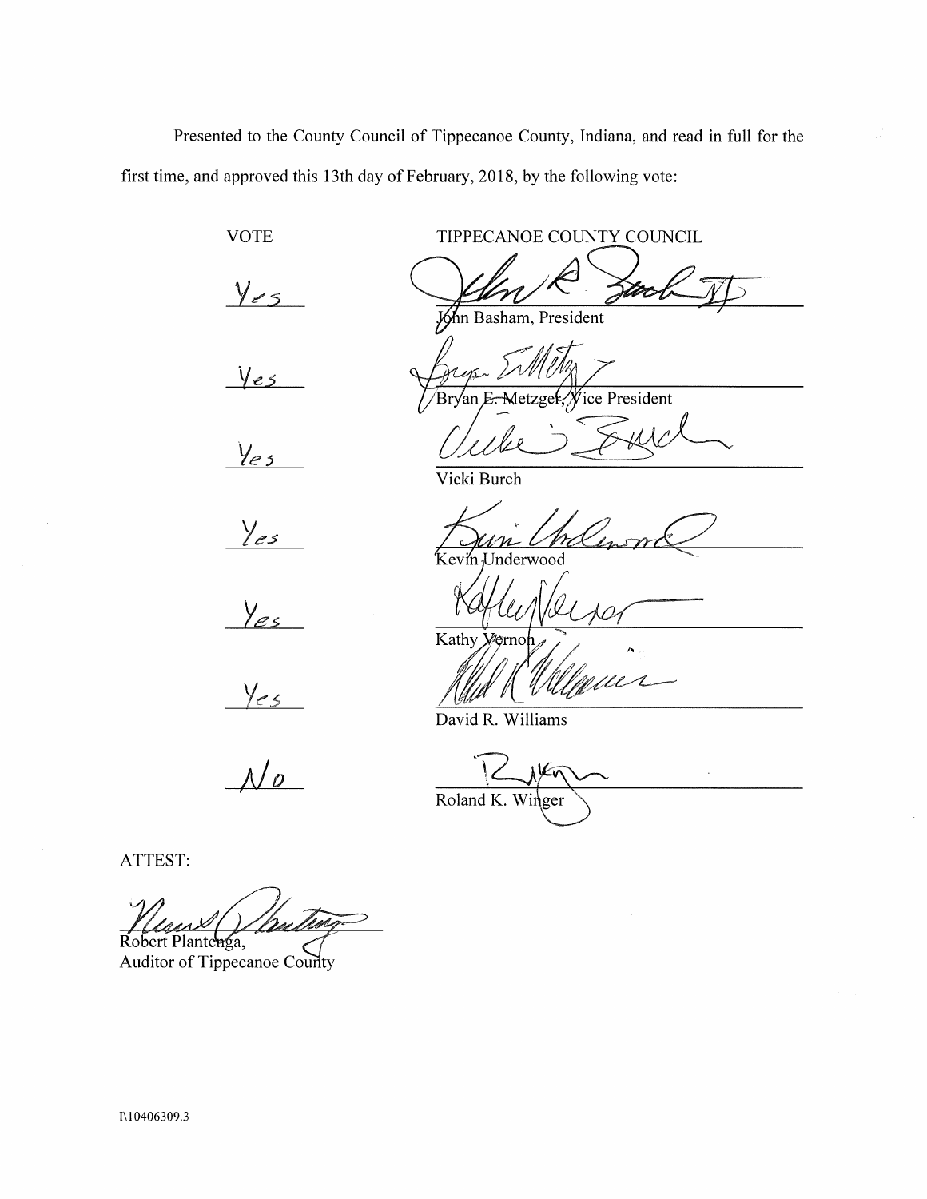Presented to the County Council of Tippecanoe County, Indiana, and read in full for the first time, and approved this 13th day of February, 2018, by the following vote:

| VOTE | TIPPECANOE COUNTY COUNCIL |
|---|---|
| Yes | John Basham, President |
| Yes | Bryan E. Metzger, Vice President |
| Yes | Vicki Burch |
| Yes | Kevin Underwood |
| Yes | Kathy Vernon |
| Yes | David R. Williams |
| No | Roland K. Winger |

ATTEST:

Robert Plantenga,
Auditor of Tippecanoe County

I\10406309.3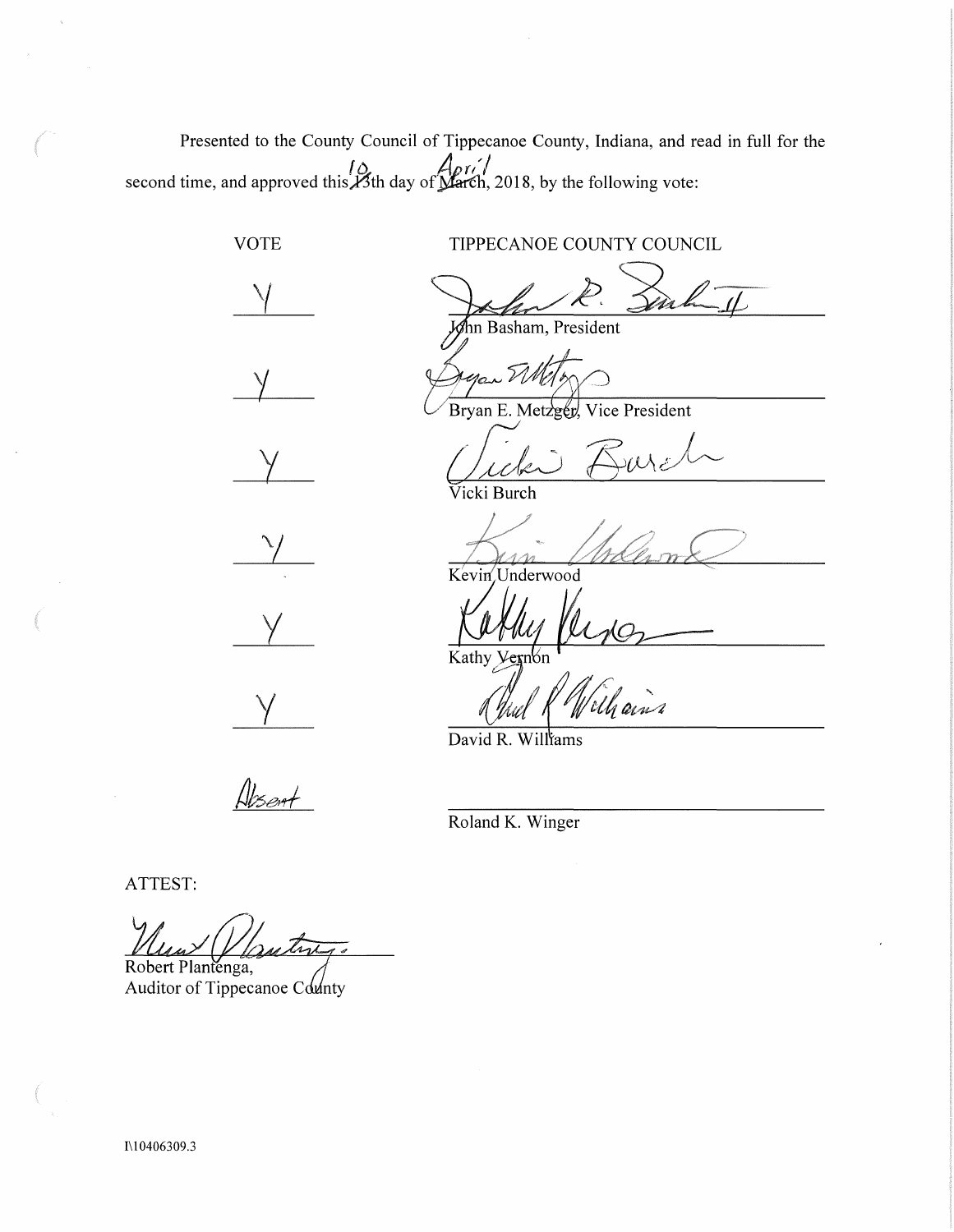Presented to the County Council of Tippecanoe County, Indiana, and read in full for the second time, and approved this 10th day of April, 2018, by the following vote:

| VOTE | TIPPECANOE COUNTY COUNCIL |
|---|---|
| Y | John Basham, President |
| Y | Bryan E. Metzger, Vice President |
| Y | Vicki Burch |
| Y | Kevin Underwood |
| Y | Kathy Vernon |
| Y | David R. Williams |
| Absent | Roland K. Winger |

ATTEST:

Robert Plantenga,
Auditor of Tippecanoe County

I\10406309.3